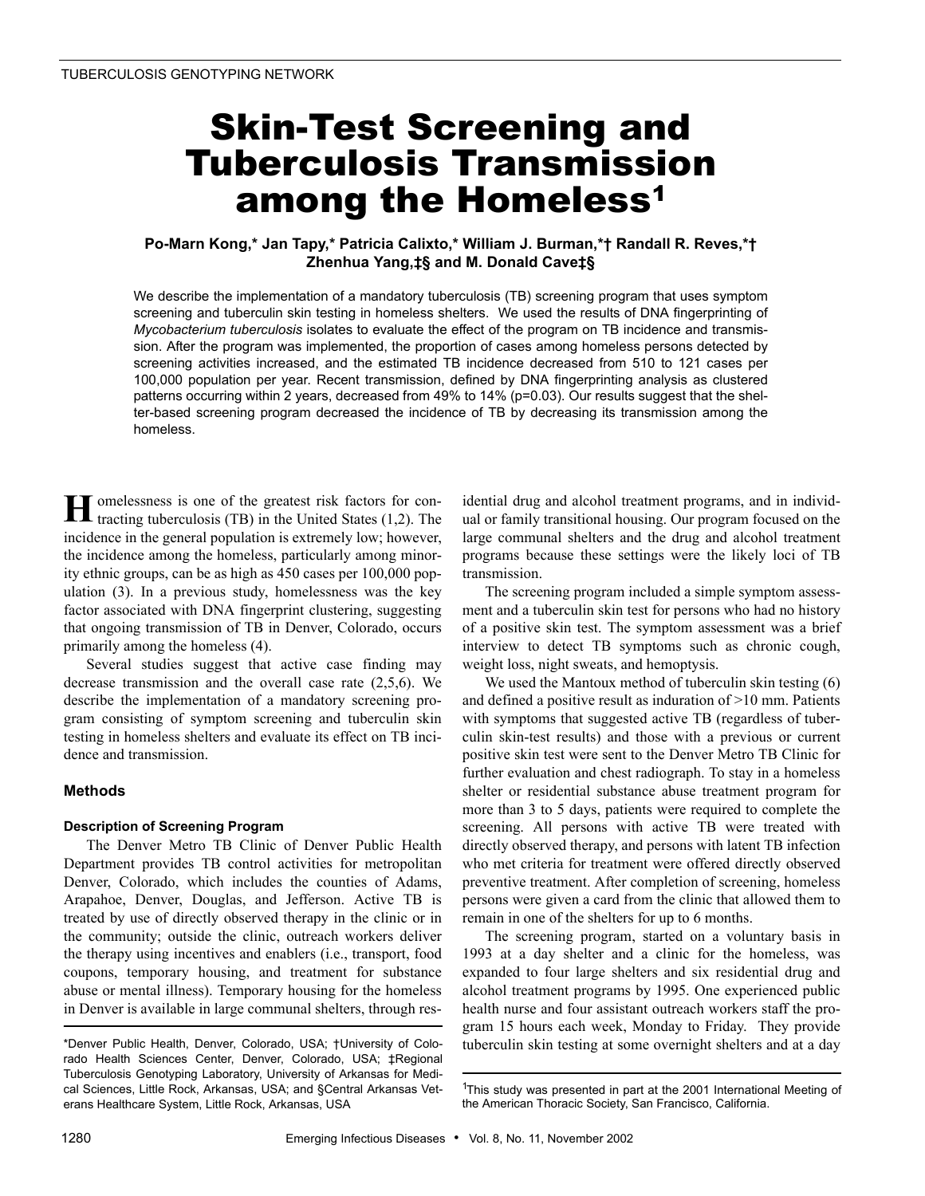TUBERCULOSIS GENOTYPING NETWORK

# Skin-Test Screening and Tuberculosis Transmission among the Homeless[1]

**Po-Marn Kong,* Jan Tapy,* Patricia Calixto,* William J. Burman,*† Randall R. Reves,*† Zhenhua Yang,‡§ and M. Donald Cave‡§**

We describe the implementation of a mandatory tuberculosis (TB) screening program that uses symptom screening and tuberculin skin testing in homeless shelters. We used the results of DNA fingerprinting of *Mycobacterium tuberculosis* isolates to evaluate the effect of the program on TB incidence and transmission. After the program was implemented, the proportion of cases among homeless persons detected by screening activities increased, and the estimated TB incidence decreased from 510 to 121 cases per 100,000 population per year. Recent transmission, defined by DNA fingerprinting analysis as clustered patterns occurring within 2 years, decreased from 49% to 14% (p=0.03). Our results suggest that the shelter-based screening program decreased the incidence of TB by decreasing its transmission among the homeless.

Homelessness is one of the greatest risk factors for contracting tuberculosis (TB) in the United States (1,2). The incidence in the general population is extremely low; however, the incidence among the homeless, particularly among minority ethnic groups, can be as high as 450 cases per 100,000 population (3). In a previous study, homelessness was the key factor associated with DNA fingerprint clustering, suggesting that ongoing transmission of TB in Denver, Colorado, occurs primarily among the homeless (4).

Several studies suggest that active case finding may decrease transmission and the overall case rate (2,5,6). We describe the implementation of a mandatory screening program consisting of symptom screening and tuberculin skin testing in homeless shelters and evaluate its effect on TB incidence and transmission.

## Methods

### Description of Screening Program

The Denver Metro TB Clinic of Denver Public Health Department provides TB control activities for metropolitan Denver, Colorado, which includes the counties of Adams, Arapahoe, Denver, Douglas, and Jefferson. Active TB is treated by use of directly observed therapy in the clinic or in the community; outside the clinic, outreach workers deliver the therapy using incentives and enablers (i.e., transport, food coupons, temporary housing, and treatment for substance abuse or mental illness). Temporary housing for the homeless in Denver is available in large communal shelters, through residential drug and alcohol treatment programs, and in individual or family transitional housing. Our program focused on the large communal shelters and the drug and alcohol treatment programs because these settings were the likely loci of TB transmission.

The screening program included a simple symptom assessment and a tuberculin skin test for persons who had no history of a positive skin test. The symptom assessment was a brief interview to detect TB symptoms such as chronic cough, weight loss, night sweats, and hemoptysis.

We used the Mantoux method of tuberculin skin testing (6) and defined a positive result as induration of >10 mm. Patients with symptoms that suggested active TB (regardless of tuberculin skin-test results) and those with a previous or current positive skin test were sent to the Denver Metro TB Clinic for further evaluation and chest radiograph. To stay in a homeless shelter or residential substance abuse treatment program for more than 3 to 5 days, patients were required to complete the screening. All persons with active TB were treated with directly observed therapy, and persons with latent TB infection who met criteria for treatment were offered directly observed preventive treatment. After completion of screening, homeless persons were given a card from the clinic that allowed them to remain in one of the shelters for up to 6 months.

The screening program, started on a voluntary basis in 1993 at a day shelter and a clinic for the homeless, was expanded to four large shelters and six residential drug and alcohol treatment programs by 1995. One experienced public health nurse and four assistant outreach workers staff the program 15 hours each week, Monday to Friday. They provide tuberculin skin testing at some overnight shelters and at a day

*Denver Public Health, Denver, Colorado, USA; †University of Colorado Health Sciences Center, Denver, Colorado, USA; ‡Regional Tuberculosis Genotyping Laboratory, University of Arkansas for Medical Sciences, Little Rock, Arkansas, USA; and §Central Arkansas Veterans Healthcare System, Little Rock, Arkansas, USA

[1]This study was presented in part at the 2001 International Meeting of the American Thoracic Society, San Francisco, California.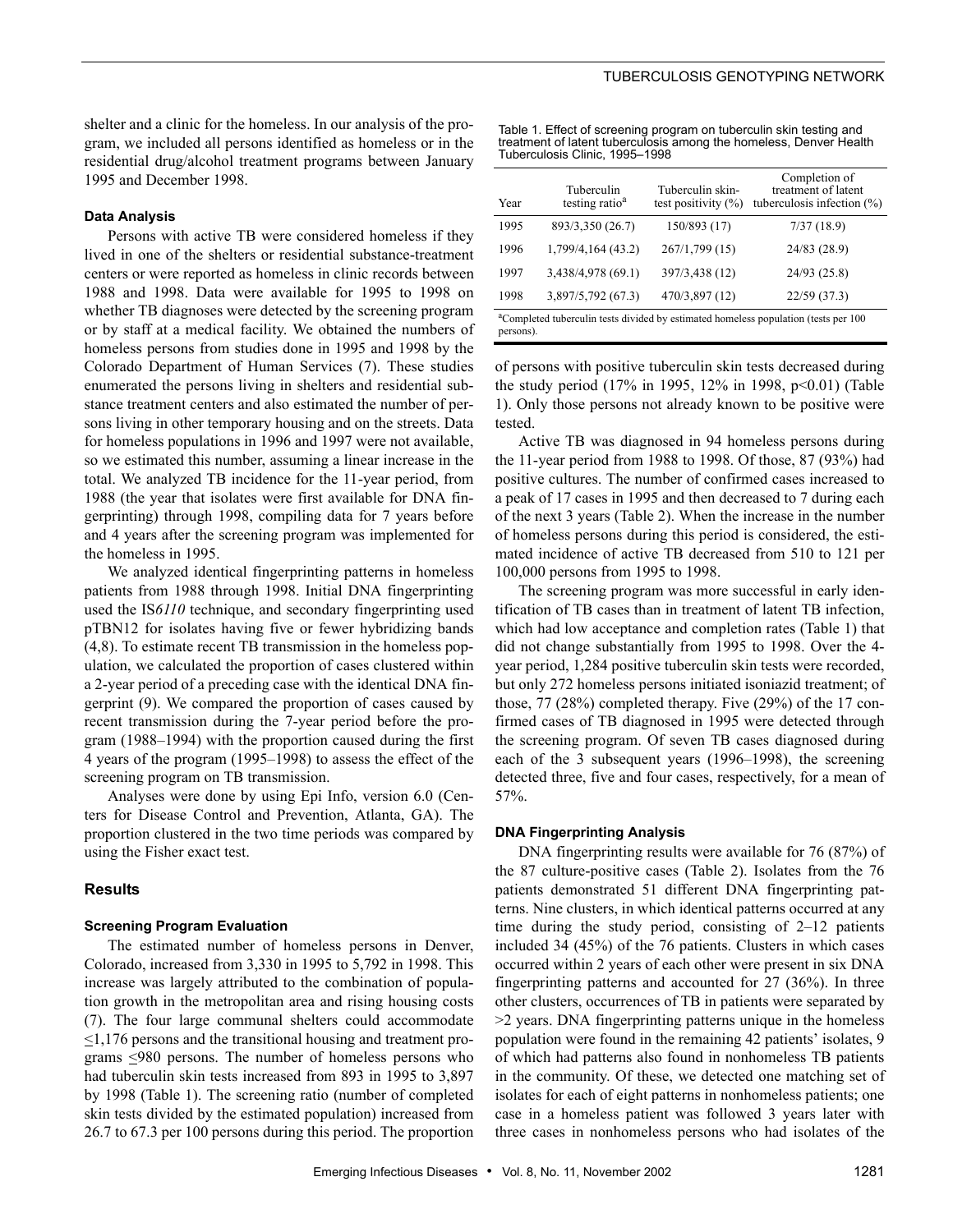shelter and a clinic for the homeless. In our analysis of the program, we included all persons identified as homeless or in the residential drug/alcohol treatment programs between January 1995 and December 1998.

### Data Analysis

Persons with active TB were considered homeless if they lived in one of the shelters or residential substance-treatment centers or were reported as homeless in clinic records between 1988 and 1998. Data were available for 1995 to 1998 on whether TB diagnoses were detected by the screening program or by staff at a medical facility. We obtained the numbers of homeless persons from studies done in 1995 and 1998 by the Colorado Department of Human Services (7). These studies enumerated the persons living in shelters and residential substance treatment centers and also estimated the number of persons living in other temporary housing and on the streets. Data for homeless populations in 1996 and 1997 were not available, so we estimated this number, assuming a linear increase in the total. We analyzed TB incidence for the 11-year period, from 1988 (the year that isolates were first available for DNA fingerprinting) through 1998, compiling data for 7 years before and 4 years after the screening program was implemented for the homeless in 1995.

We analyzed identical fingerprinting patterns in homeless patients from 1988 through 1998. Initial DNA fingerprinting used the IS*6110* technique, and secondary fingerprinting used pTBN12 for isolates having five or fewer hybridizing bands (4,8). To estimate recent TB transmission in the homeless population, we calculated the proportion of cases clustered within a 2-year period of a preceding case with the identical DNA fingerprint (9). We compared the proportion of cases caused by recent transmission during the 7-year period before the program (1988–1994) with the proportion caused during the first 4 years of the program (1995–1998) to assess the effect of the screening program on TB transmission.

Analyses were done by using Epi Info, version 6.0 (Centers for Disease Control and Prevention, Atlanta, GA). The proportion clustered in the two time periods was compared by using the Fisher exact test.

## Results

### Screening Program Evaluation

The estimated number of homeless persons in Denver, Colorado, increased from 3,330 in 1995 to 5,792 in 1998. This increase was largely attributed to the combination of population growth in the metropolitan area and rising housing costs (7). The four large communal shelters could accommodate ≤1,176 persons and the transitional housing and treatment programs ≤980 persons. The number of homeless persons who had tuberculin skin tests increased from 893 in 1995 to 3,897 by 1998 (Table 1). The screening ratio (number of completed skin tests divided by the estimated population) increased from 26.7 to 67.3 per 100 persons during this period. The proportion of persons with positive tuberculin skin tests decreased during the study period (17% in 1995, 12% in 1998, $p<0.01$) (Table 1). Only those persons not already known to be positive were tested.

Table 1. Effect of screening program on tuberculin skin testing and treatment of latent tuberculosis among the homeless, Denver Health Tuberculosis Clinic, 1995–1998

| Year | Tuberculin testing ratio[a] | Tuberculin skin-test positivity (%) | Completion of treatment of latent tuberculosis infection (%) |
|---|---|---|---|
| 1995 | 893/3,350 (26.7) | 150/893 (17) | 7/37 (18.9) |
| 1996 | 1,799/4,164 (43.2) | 267/1,799 (15) | 24/83 (28.9) |
| 1997 | 3,438/4,978 (69.1) | 397/3,438 (12) | 24/93 (25.8) |
| 1998 | 3,897/5,792 (67.3) | 470/3,897 (12) | 22/59 (37.3) |

[a]Completed tuberculin tests divided by estimated homeless population (tests per 100 persons).

Active TB was diagnosed in 94 homeless persons during the 11-year period from 1988 to 1998. Of those, 87 (93%) had positive cultures. The number of confirmed cases increased to a peak of 17 cases in 1995 and then decreased to 7 during each of the next 3 years (Table 2). When the increase in the number of homeless persons during this period is considered, the estimated incidence of active TB decreased from 510 to 121 per 100,000 persons from 1995 to 1998.

The screening program was more successful in early identification of TB cases than in treatment of latent TB infection, which had low acceptance and completion rates (Table 1) that did not change substantially from 1995 to 1998. Over the 4-year period, 1,284 positive tuberculin skin tests were recorded, but only 272 homeless persons initiated isoniazid treatment; of those, 77 (28%) completed therapy. Five (29%) of the 17 confirmed cases of TB diagnosed in 1995 were detected through the screening program. Of seven TB cases diagnosed during each of the 3 subsequent years (1996–1998), the screening detected three, five and four cases, respectively, for a mean of 57%.

### DNA Fingerprinting Analysis

DNA fingerprinting results were available for 76 (87%) of the 87 culture-positive cases (Table 2). Isolates from the 76 patients demonstrated 51 different DNA fingerprinting patterns. Nine clusters, in which identical patterns occurred at any time during the study period, consisting of 2–12 patients included 34 (45%) of the 76 patients. Clusters in which cases occurred within 2 years of each other were present in six DNA fingerprinting patterns and accounted for 27 (36%). In three other clusters, occurrences of TB in patients were separated by >2 years. DNA fingerprinting patterns unique in the homeless population were found in the remaining 42 patients' isolates, 9 of which had patterns also found in nonhomeless TB patients in the community. Of these, we detected one matching set of isolates for each of eight patterns in nonhomeless patients; one case in a homeless patient was followed 3 years later with three cases in nonhomeless persons who had isolates of the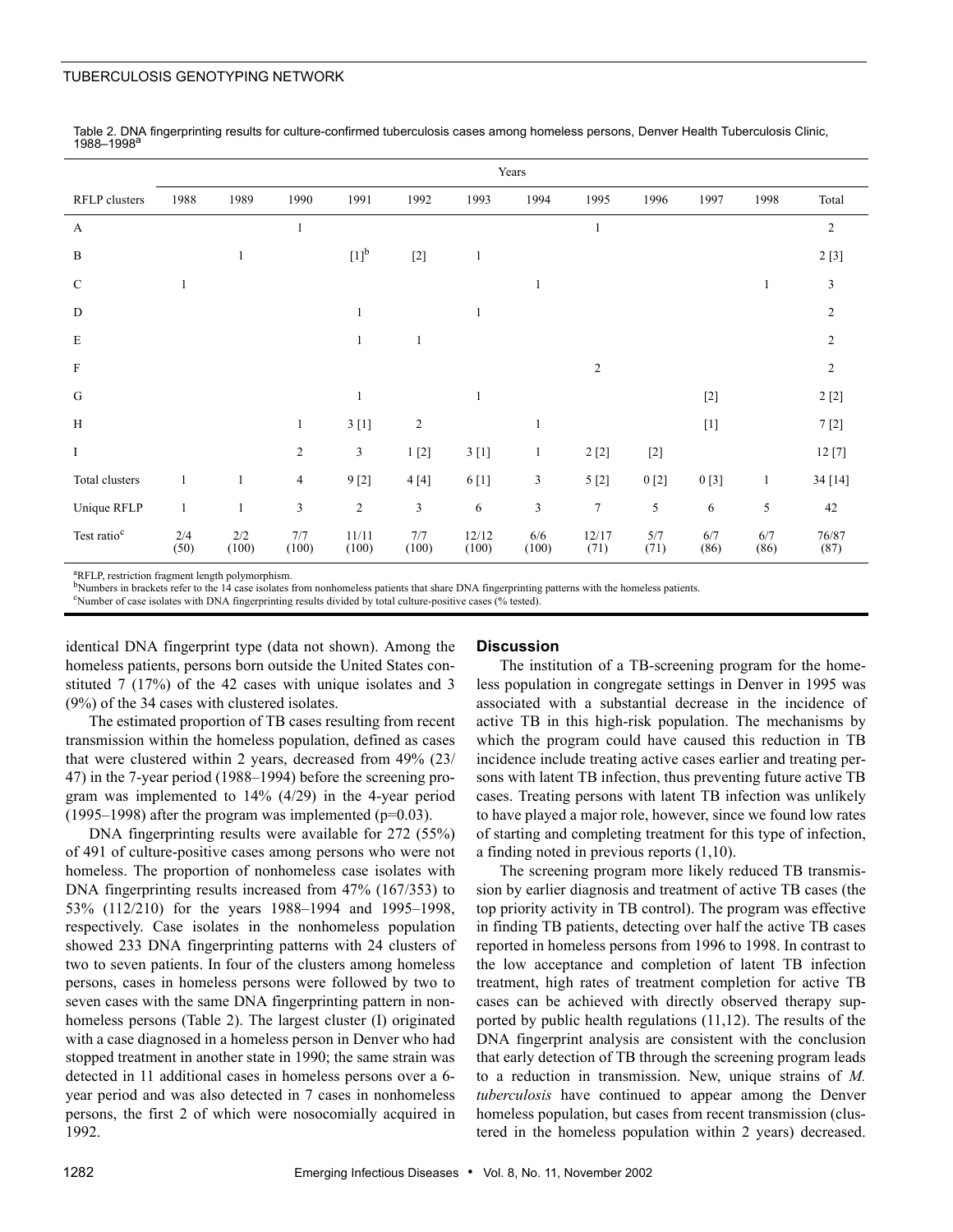Table 2. DNA fingerprinting results for culture-confirmed tuberculosis cases among homeless persons, Denver Health Tuberculosis Clinic, 1988–1998[a]

| RFLP clusters | Years | | | | | | | | | | | |
|---|---|---|---|---|---|---|---|---|---|---|---|---|
| | 1988 | 1989 | 1990 | 1991 | 1992 | 1993 | 1994 | 1995 | 1996 | 1997 | 1998 | Total |
| A | | | 1 | | | | | 1 | | | | 2 |
| B | | 1 | | [1][b] | [2] | 1 | | | | | | 2 [3] |
| C | 1 | | | | | | 1 | | | | 1 | 3 |
| D | | | | 1 | | 1 | | | | | | 2 |
| E | | | | 1 | 1 | | | | | | | 2 |
| F | | | | | | | | 2 | | | | 2 |
| G | | | | 1 | | 1 | | | | [2] | | 2 [2] |
| H | | | 1 | 3 [1] | 2 | | 1 | | | [1] | | 7 [2] |
| I | | | 2 | 3 | 1 [2] | 3 [1] | 1 | 2 [2] | [2] | | | 12 [7] |
| Total clusters | 1 | 1 | 4 | 9 [2] | 4 [4] | 6 [1] | 3 | 5 [2] | 0 [2] | 0 [3] | 1 | 34 [14] |
| Unique RFLP | 1 | 1 | 3 | 2 | 3 | 6 | 3 | 7 | 5 | 6 | 5 | 42 |
| Test ratio[c] | 2/4 (50) | 2/2 (100) | 7/7 (100) | 11/11 (100) | 7/7 (100) | 12/12 (100) | 6/6 (100) | 12/17 (71) | 5/7 (71) | 6/7 (86) | 6/7 (86) | 76/87 (87) |

[a]RFLP, restriction fragment length polymorphism.
[b]Numbers in brackets refer to the 14 case isolates from nonhomeless patients that share DNA fingerprinting patterns with the homeless patients.
[c]Number of case isolates with DNA fingerprinting results divided by total culture-positive cases (% tested).

identical DNA fingerprint type (data not shown). Among the homeless patients, persons born outside the United States constituted 7 (17%) of the 42 cases with unique isolates and 3 (9%) of the 34 cases with clustered isolates.

The estimated proportion of TB cases resulting from recent transmission within the homeless population, defined as cases that were clustered within 2 years, decreased from 49% (23/47) in the 7-year period (1988–1994) before the screening program was implemented to 14% (4/29) in the 4-year period (1995–1998) after the program was implemented ($p=0.03$).

DNA fingerprinting results were available for 272 (55%) of 491 of culture-positive cases among persons who were not homeless. The proportion of nonhomeless case isolates with DNA fingerprinting results increased from 47% (167/353) to 53% (112/210) for the years 1988–1994 and 1995–1998, respectively. Case isolates in the nonhomeless population showed 233 DNA fingerprinting patterns with 24 clusters of two to seven patients. In four of the clusters among homeless persons, cases in homeless persons were followed by two to seven cases with the same DNA fingerprinting pattern in nonhomeless persons (Table 2). The largest cluster (I) originated with a case diagnosed in a homeless person in Denver who had stopped treatment in another state in 1990; the same strain was detected in 11 additional cases in homeless persons over a 6-year period and was also detected in 7 cases in nonhomeless persons, the first 2 of which were nosocomially acquired in 1992.

## Discussion

The institution of a TB-screening program for the homeless population in congregate settings in Denver in 1995 was associated with a substantial decrease in the incidence of active TB in this high-risk population. The mechanisms by which the program could have caused this reduction in TB incidence include treating active cases earlier and treating persons with latent TB infection, thus preventing future active TB cases. Treating persons with latent TB infection was unlikely to have played a major role, however, since we found low rates of starting and completing treatment for this type of infection, a finding noted in previous reports (1,10).

The screening program more likely reduced TB transmission by earlier diagnosis and treatment of active TB cases (the top priority activity in TB control). The program was effective in finding TB patients, detecting over half the active TB cases reported in homeless persons from 1996 to 1998. In contrast to the low acceptance and completion of latent TB infection treatment, high rates of treatment completion for active TB cases can be achieved with directly observed therapy supported by public health regulations (11,12). The results of the DNA fingerprint analysis are consistent with the conclusion that early detection of TB through the screening program leads to a reduction in transmission. New, unique strains of *M. tuberculosis* have continued to appear among the Denver homeless population, but cases from recent transmission (clustered in the homeless population within 2 years) decreased.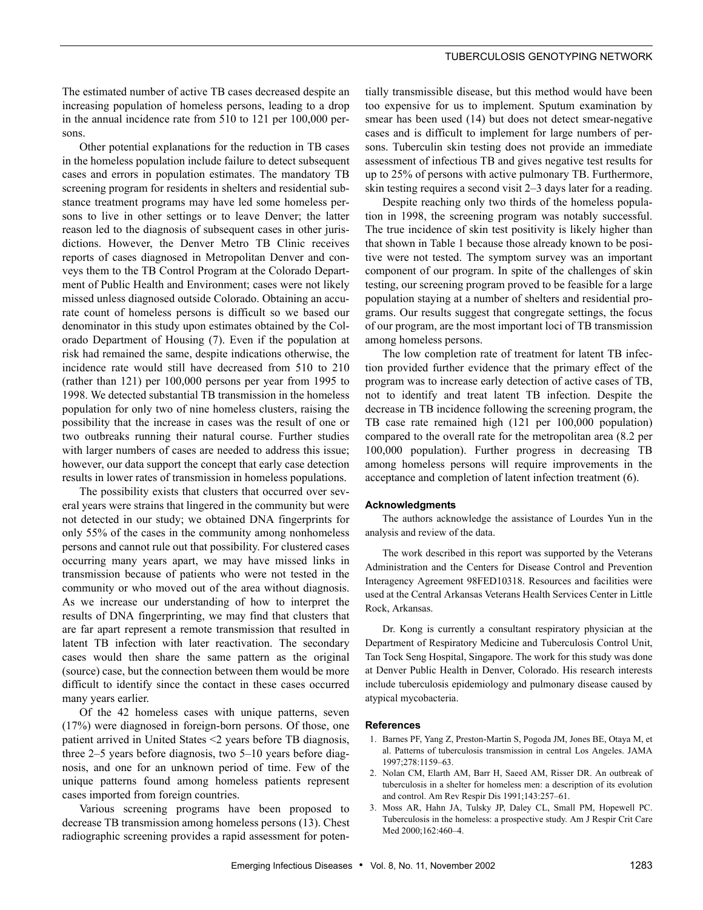The estimated number of active TB cases decreased despite an increasing population of homeless persons, leading to a drop in the annual incidence rate from 510 to 121 per 100,000 persons.

Other potential explanations for the reduction in TB cases in the homeless population include failure to detect subsequent cases and errors in population estimates. The mandatory TB screening program for residents in shelters and residential substance treatment programs may have led some homeless persons to live in other settings or to leave Denver; the latter reason led to the diagnosis of subsequent cases in other jurisdictions. However, the Denver Metro TB Clinic receives reports of cases diagnosed in Metropolitan Denver and conveys them to the TB Control Program at the Colorado Department of Public Health and Environment; cases were not likely missed unless diagnosed outside Colorado. Obtaining an accurate count of homeless persons is difficult so we based our denominator in this study upon estimates obtained by the Colorado Department of Housing (7). Even if the population at risk had remained the same, despite indications otherwise, the incidence rate would still have decreased from 510 to 210 (rather than 121) per 100,000 persons per year from 1995 to 1998. We detected substantial TB transmission in the homeless population for only two of nine homeless clusters, raising the possibility that the increase in cases was the result of one or two outbreaks running their natural course. Further studies with larger numbers of cases are needed to address this issue; however, our data support the concept that early case detection results in lower rates of transmission in homeless populations.

The possibility exists that clusters that occurred over several years were strains that lingered in the community but were not detected in our study; we obtained DNA fingerprints for only 55% of the cases in the community among nonhomeless persons and cannot rule out that possibility. For clustered cases occurring many years apart, we may have missed links in transmission because of patients who were not tested in the community or who moved out of the area without diagnosis. As we increase our understanding of how to interpret the results of DNA fingerprinting, we may find that clusters that are far apart represent a remote transmission that resulted in latent TB infection with later reactivation. The secondary cases would then share the same pattern as the original (source) case, but the connection between them would be more difficult to identify since the contact in these cases occurred many years earlier.

Of the 42 homeless cases with unique patterns, seven (17%) were diagnosed in foreign-born persons. Of those, one patient arrived in United States <2 years before TB diagnosis, three 2–5 years before diagnosis, two 5–10 years before diagnosis, and one for an unknown period of time. Few of the unique patterns found among homeless patients represent cases imported from foreign countries.

Various screening programs have been proposed to decrease TB transmission among homeless persons (13). Chest radiographic screening provides a rapid assessment for potentially transmissible disease, but this method would have been too expensive for us to implement. Sputum examination by smear has been used (14) but does not detect smear-negative cases and is difficult to implement for large numbers of persons. Tuberculin skin testing does not provide an immediate assessment of infectious TB and gives negative test results for up to 25% of persons with active pulmonary TB. Furthermore, skin testing requires a second visit 2–3 days later for a reading.

Despite reaching only two thirds of the homeless population in 1998, the screening program was notably successful. The true incidence of skin test positivity is likely higher than that shown in Table 1 because those already known to be positive were not tested. The symptom survey was an important component of our program. In spite of the challenges of skin testing, our screening program proved to be feasible for a large population staying at a number of shelters and residential programs. Our results suggest that congregate settings, the focus of our program, are the most important loci of TB transmission among homeless persons.

The low completion rate of treatment for latent TB infection provided further evidence that the primary effect of the program was to increase early detection of active cases of TB, not to identify and treat latent TB infection. Despite the decrease in TB incidence following the screening program, the TB case rate remained high (121 per 100,000 population) compared to the overall rate for the metropolitan area (8.2 per 100,000 population). Further progress in decreasing TB among homeless persons will require improvements in the acceptance and completion of latent infection treatment (6).

#### Acknowledgments

The authors acknowledge the assistance of Lourdes Yun in the analysis and review of the data.

The work described in this report was supported by the Veterans Administration and the Centers for Disease Control and Prevention Interagency Agreement 98FED10318. Resources and facilities were used at the Central Arkansas Veterans Health Services Center in Little Rock, Arkansas.

Dr. Kong is currently a consultant respiratory physician at the Department of Respiratory Medicine and Tuberculosis Control Unit, Tan Tock Seng Hospital, Singapore. The work for this study was done at Denver Public Health in Denver, Colorado. His research interests include tuberculosis epidemiology and pulmonary disease caused by atypical mycobacteria.

#### References

1. Barnes PF, Yang Z, Preston-Martin S, Pogoda JM, Jones BE, Otaya M, et al. Patterns of tuberculosis transmission in central Los Angeles. JAMA 1997;278:1159–63.
2. Nolan CM, Elarth AM, Barr H, Saeed AM, Risser DR. An outbreak of tuberculosis in a shelter for homeless men: a description of its evolution and control. Am Rev Respir Dis 1991;143:257–61.
3. Moss AR, Hahn JA, Tulsky JP, Daley CL, Small PM, Hopewell PC. Tuberculosis in the homeless: a prospective study. Am J Respir Crit Care Med 2000;162:460–4.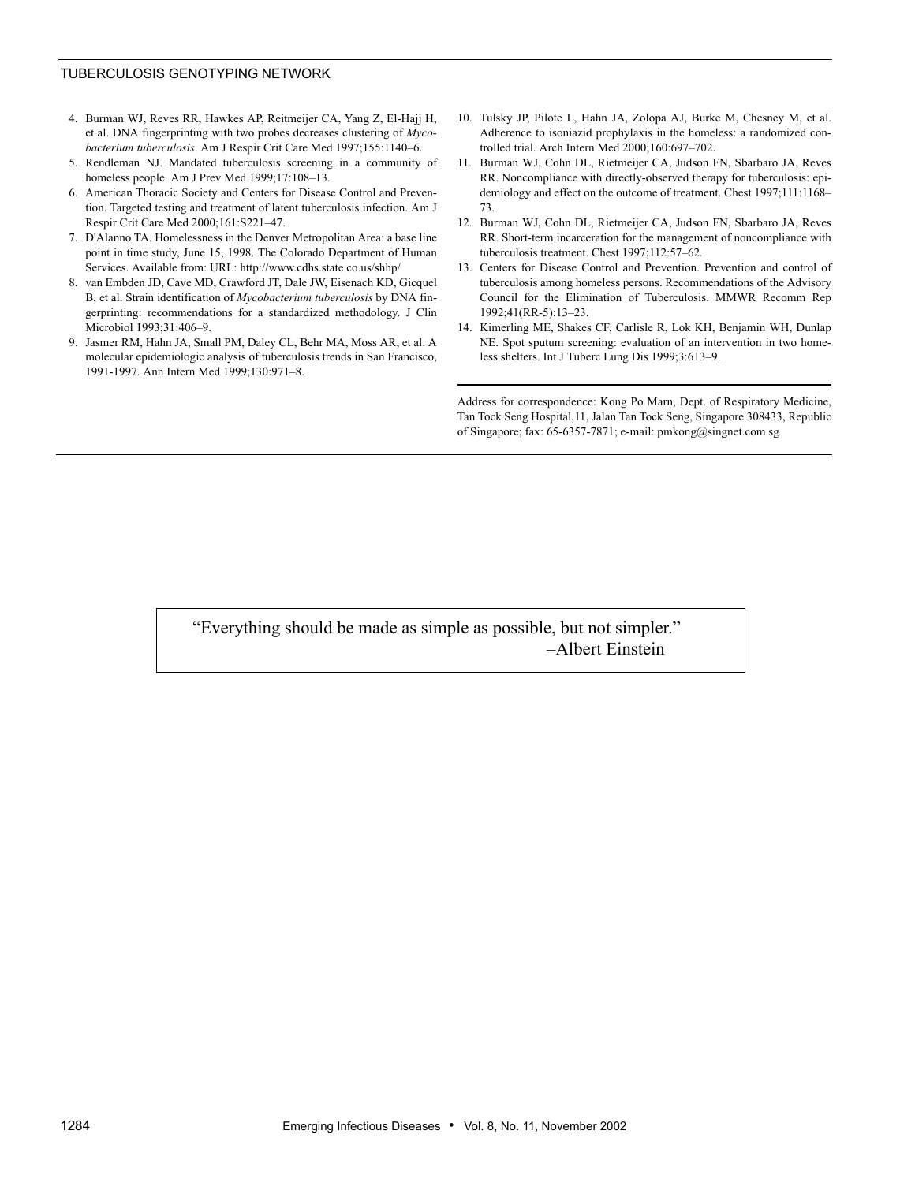4. Burman WJ, Reves RR, Hawkes AP, Reitmeijer CA, Yang Z, El-Hajj H, et al. DNA fingerprinting with two probes decreases clustering of *Mycobacterium tuberculosis*. Am J Respir Crit Care Med 1997;155:1140–6.
5. Rendleman NJ. Mandated tuberculosis screening in a community of homeless people. Am J Prev Med 1999;17:108–13.
6. American Thoracic Society and Centers for Disease Control and Prevention. Targeted testing and treatment of latent tuberculosis infection. Am J Respir Crit Care Med 2000;161:S221–47.
7. D'Alanno TA. Homelessness in the Denver Metropolitan Area: a base line point in time study, June 15, 1998. The Colorado Department of Human Services. Available from: URL: http://www.cdhs.state.co.us/shhp/
8. van Embden JD, Cave MD, Crawford JT, Dale JW, Eisenach KD, Gicquel B, et al. Strain identification of *Mycobacterium tuberculosis* by DNA fingerprinting: recommendations for a standardized methodology. J Clin Microbiol 1993;31:406–9.
9. Jasmer RM, Hahn JA, Small PM, Daley CL, Behr MA, Moss AR, et al. A molecular epidemiologic analysis of tuberculosis trends in San Francisco, 1991-1997. Ann Intern Med 1999;130:971–8.
10. Tulsky JP, Pilote L, Hahn JA, Zolopa AJ, Burke M, Chesney M, et al. Adherence to isoniazid prophylaxis in the homeless: a randomized controlled trial. Arch Intern Med 2000;160:697–702.
11. Burman WJ, Cohn DL, Rietmeijer CA, Judson FN, Sbarbaro JA, Reves RR. Noncompliance with directly-observed therapy for tuberculosis: epidemiology and effect on the outcome of treatment. Chest 1997;111:1168–73.
12. Burman WJ, Cohn DL, Rietmeijer CA, Judson FN, Sbarbaro JA, Reves RR. Short-term incarceration for the management of noncompliance with tuberculosis treatment. Chest 1997;112:57–62.
13. Centers for Disease Control and Prevention. Prevention and control of tuberculosis among homeless persons. Recommendations of the Advisory Council for the Elimination of Tuberculosis. MMWR Recomm Rep 1992;41(RR-5):13–23.
14. Kimerling ME, Shakes CF, Carlisle R, Lok KH, Benjamin WH, Dunlap NE. Spot sputum screening: evaluation of an intervention in two homeless shelters. Int J Tuberc Lung Dis 1999;3:613–9.

Address for correspondence: Kong Po Marn, Dept. of Respiratory Medicine, Tan Tock Seng Hospital,11, Jalan Tan Tock Seng, Singapore 308433, Republic of Singapore; fax: 65-6357-7871; e-mail: pmkong@singnet.com.sg

"Everything should be made as simple as possible, but not simpler."
–Albert Einstein